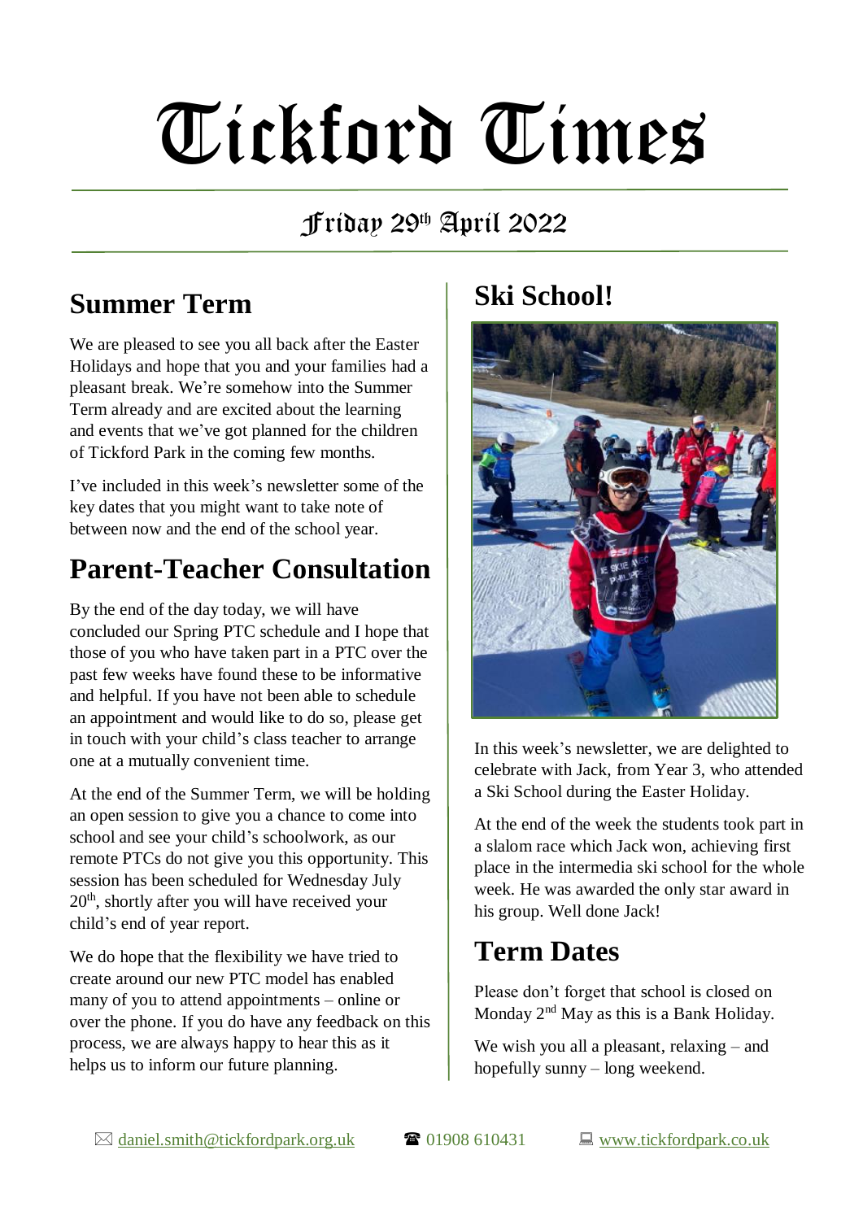# Tickford Times

Friday 29th April 2022

## Summer Term

We are pleased to see you all back after the Easter Holidays and hope that you and your families had a pleasant break. We're somehow into the Summer Term already and are excited about the learning and events that we've got planned for the children of Tickford Park in the coming few months.

I've included in this week's newsletter some of the key dates that you might want to take note of between now and the end of the school year.

## Parent-Teacher Consultation

By the end of the day today, we will have concluded our Spring PTC schedule and I hope that those of you who have taken part in a PTC over the past few weeks have found these to be informative and helpful. If you have not been able to schedule an appointment and would like to do so, please get in touch with your child's class teacher to arrange one at a mutually convenient time.

At the end of the Summer Term, we will be holding an open session to give you a chance to come into school and see your child's schoolwork, as our remote PTCs do not give you this opportunity. This session has been scheduled for Wednesday July 20th, shortly after you will have received your child's end of year report.

We do hope that the flexibility we have tried to create around our new PTC model has enabled many of you to attend appointments – online or over the phone. If you do have any feedback on this process, we are always happy to hear this as it helps us to inform our future planning.

## Ski School!

In this week's newsletter, we are delighted to celebrate with Jack, from Year 3, who attended a Ski School during the Easter Holiday.

At the end of the week the students took part in a slalom race which Jack won, achieving first place in the intermedia ski school for the whole week. He was awarded the only star award in his group. Well done Jack!

## Term Dates

Please don't forget that school is closed on Monday 2nd May as this is a Bank Holiday.

We wish you all a pleasant, relaxing – and hopefully sunny – long weekend.

✉ daniel.smith@tickfordpark.org.uk ☎ 01908 610431 💻 www.tickfordpark.co.uk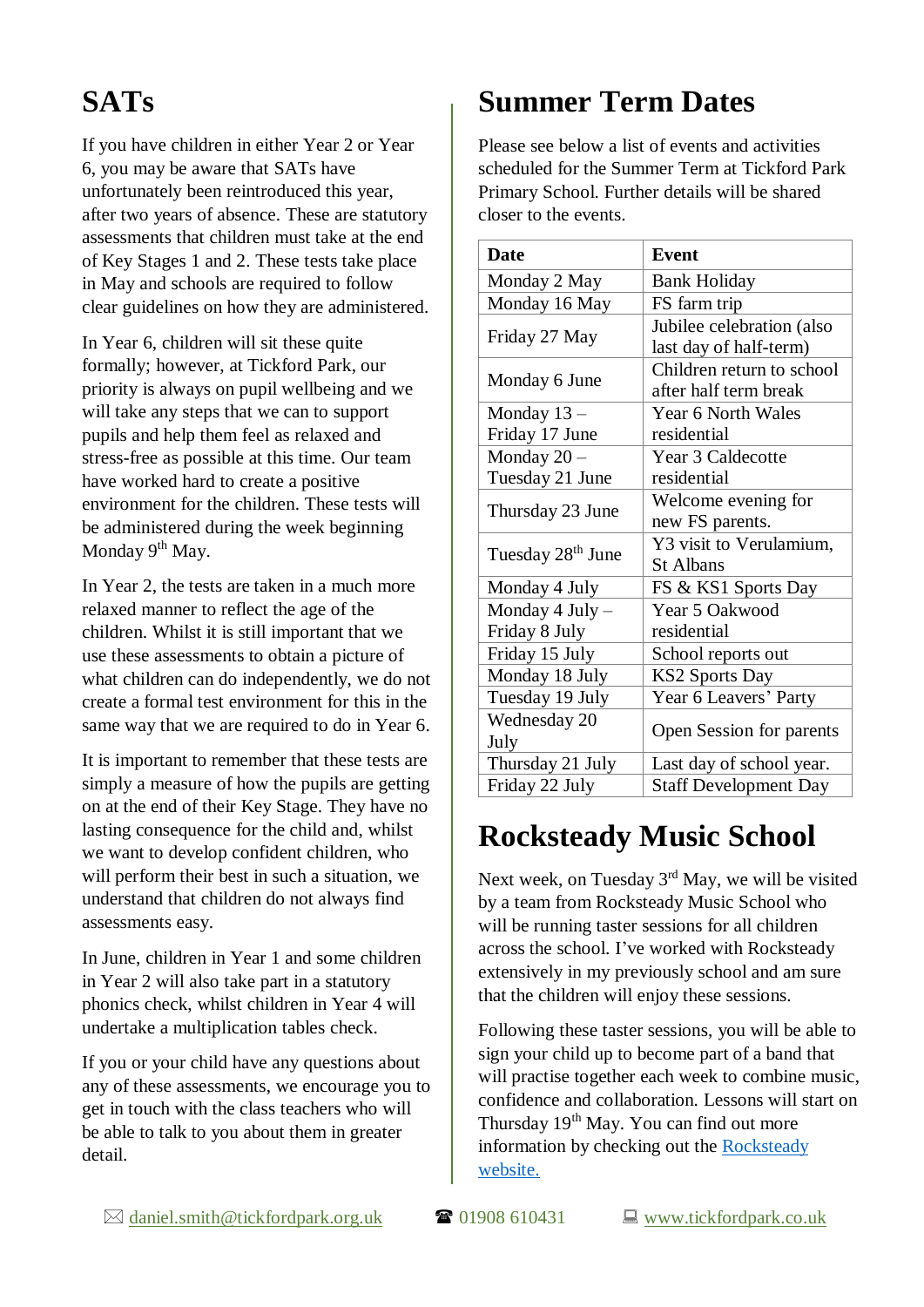# SATs

If you have children in either Year 2 or Year 6, you may be aware that SATs have unfortunately been reintroduced this year, after two years of absence. These are statutory assessments that children must take at the end of Key Stages 1 and 2. These tests take place in May and schools are required to follow clear guidelines on how they are administered.

In Year 6, children will sit these quite formally; however, at Tickford Park, our priority is always on pupil wellbeing and we will take any steps that we can to support pupils and help them feel as relaxed and stress-free as possible at this time. Our team have worked hard to create a positive environment for the children. These tests will be administered during the week beginning Monday 9th May.

In Year 2, the tests are taken in a much more relaxed manner to reflect the age of the children. Whilst it is still important that we use these assessments to obtain a picture of what children can do independently, we do not create a formal test environment for this in the same way that we are required to do in Year 6.

It is important to remember that these tests are simply a measure of how the pupils are getting on at the end of their Key Stage. They have no lasting consequence for the child and, whilst we want to develop confident children, who will perform their best in such a situation, we understand that children do not always find assessments easy.

In June, children in Year 1 and some children in Year 2 will also take part in a statutory phonics check, whilst children in Year 4 will undertake a multiplication tables check.

If you or your child have any questions about any of these assessments, we encourage you to get in touch with the class teachers who will be able to talk to you about them in greater detail.

# Summer Term Dates

Please see below a list of events and activities scheduled for the Summer Term at Tickford Park Primary School. Further details will be shared closer to the events.

| Date | Event |
|---|---|
| Monday 2 May | Bank Holiday |
| Monday 16 May | FS farm trip |
| Friday 27 May | Jubilee celebration (also last day of half-term) |
| Monday 6 June | Children return to school after half term break |
| Monday 13 – Friday 17 June | Year 6 North Wales residential |
| Monday 20 – Tuesday 21 June | Year 3 Caldecotte residential |
| Thursday 23 June | Welcome evening for new FS parents. |
| Tuesday 28th June | Y3 visit to Verulamium, St Albans |
| Monday 4 July | FS & KS1 Sports Day |
| Monday 4 July – Friday 8 July | Year 5 Oakwood residential |
| Friday 15 July | School reports out |
| Monday 18 July | KS2 Sports Day |
| Tuesday 19 July | Year 6 Leavers' Party |
| Wednesday 20 July | Open Session for parents |
| Thursday 21 July | Last day of school year. |
| Friday 22 July | Staff Development Day |

# Rocksteady Music School

Next week, on Tuesday 3rd May, we will be visited by a team from Rocksteady Music School who will be running taster sessions for all children across the school. I've worked with Rocksteady extensively in my previously school and am sure that the children will enjoy these sessions.

Following these taster sessions, you will be able to sign your child up to become part of a band that will practise together each week to combine music, confidence and collaboration. Lessons will start on Thursday 19th May. You can find out more information by checking out the [Rocksteady website.](Rocksteady website.)

✉ daniel.smith@tickfordpark.org.uk ☎ 01908 610431 www.tickfordpark.co.uk